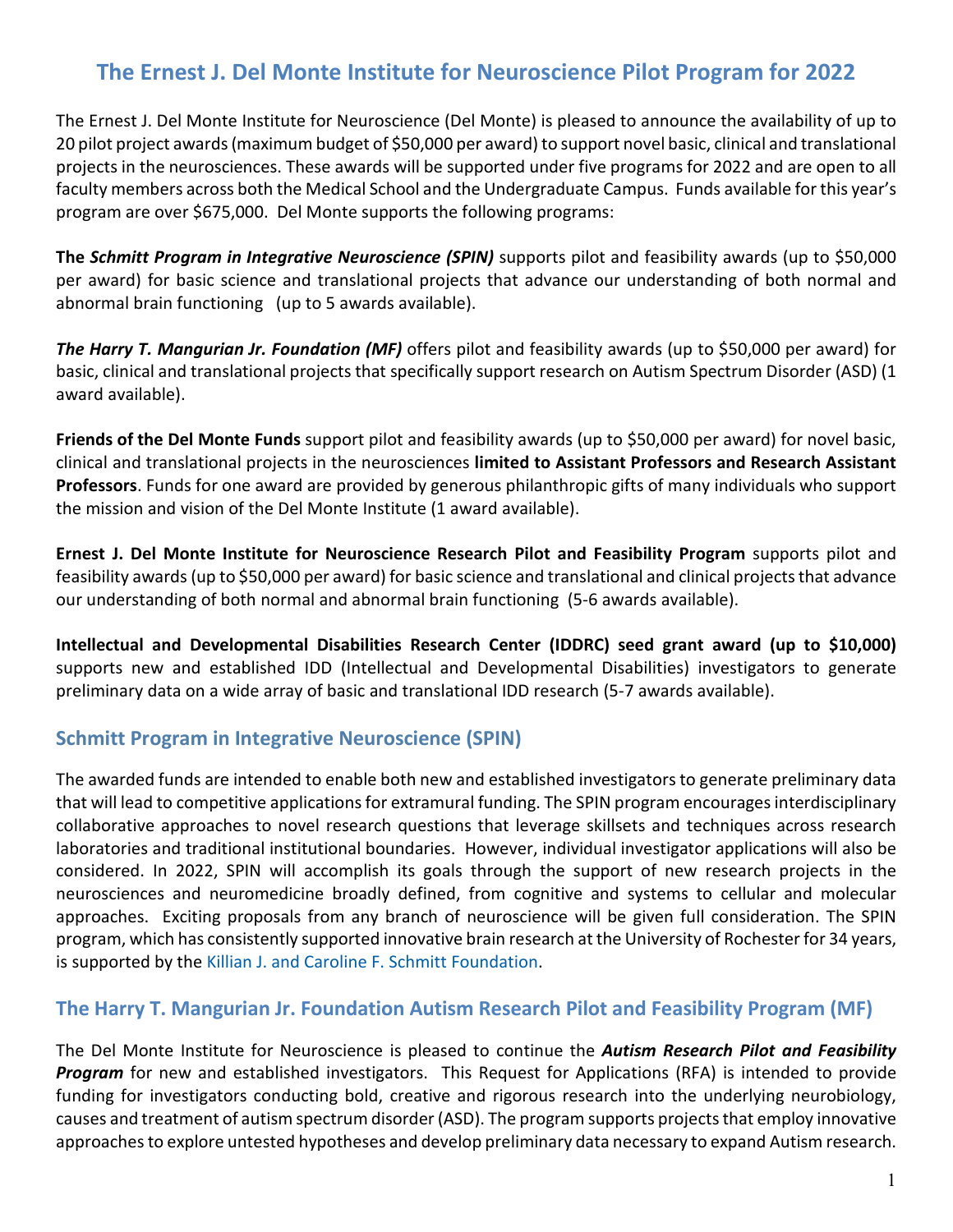# The Ernest J. Del Monte Institute for Neuroscience Pilot Program for 2022

The Ernest J. Del Monte Institute for Neuroscience (Del Monte) is pleased to announce the availability of up to 20 pilot project awards (maximum budget of $50,000 per award) to support novel basic, clinical and translational projects in the neurosciences. These awards will be supported under five programs for 2022 and are open to all faculty members across both the Medical School and the Undergraduate Campus. Funds available for this year's program are over $675,000. Del Monte supports the following programs:

**The *Schmitt Program in Integrative Neuroscience (SPIN)*** supports pilot and feasibility awards (up to $50,000 per award) for basic science and translational projects that advance our understanding of both normal and abnormal brain functioning (up to 5 awards available).

***The Harry T. Mangurian Jr. Foundation (MF)*** offers pilot and feasibility awards (up to $50,000 per award) for basic, clinical and translational projects that specifically support research on Autism Spectrum Disorder (ASD) (1 award available).

**Friends of the Del Monte Funds** support pilot and feasibility awards (up to $50,000 per award) for novel basic, clinical and translational projects in the neurosciences **limited to Assistant Professors and Research Assistant Professors**. Funds for one award are provided by generous philanthropic gifts of many individuals who support the mission and vision of the Del Monte Institute (1 award available).

**Ernest J. Del Monte Institute for Neuroscience Research Pilot and Feasibility Program** supports pilot and feasibility awards (up to $50,000 per award) for basic science and translational and clinical projects that advance our understanding of both normal and abnormal brain functioning (5-6 awards available).

**Intellectual and Developmental Disabilities Research Center (IDDRC) seed grant award (up to $10,000)** supports new and established IDD (Intellectual and Developmental Disabilities) investigators to generate preliminary data on a wide array of basic and translational IDD research (5-7 awards available).

## Schmitt Program in Integrative Neuroscience (SPIN)

The awarded funds are intended to enable both new and established investigators to generate preliminary data that will lead to competitive applications for extramural funding. The SPIN program encourages interdisciplinary collaborative approaches to novel research questions that leverage skillsets and techniques across research laboratories and traditional institutional boundaries. However, individual investigator applications will also be considered. In 2022, SPIN will accomplish its goals through the support of new research projects in the neurosciences and neuromedicine broadly defined, from cognitive and systems to cellular and molecular approaches. Exciting proposals from any branch of neuroscience will be given full consideration. The SPIN program, which has consistently supported innovative brain research at the University of Rochester for 34 years, is supported by the Killian J. and Caroline F. Schmitt Foundation.

## The Harry T. Mangurian Jr. Foundation Autism Research Pilot and Feasibility Program (MF)

The Del Monte Institute for Neuroscience is pleased to continue the ***Autism Research Pilot and Feasibility Program*** for new and established investigators. This Request for Applications (RFA) is intended to provide funding for investigators conducting bold, creative and rigorous research into the underlying neurobiology, causes and treatment of autism spectrum disorder (ASD). The program supports projects that employ innovative approaches to explore untested hypotheses and develop preliminary data necessary to expand Autism research.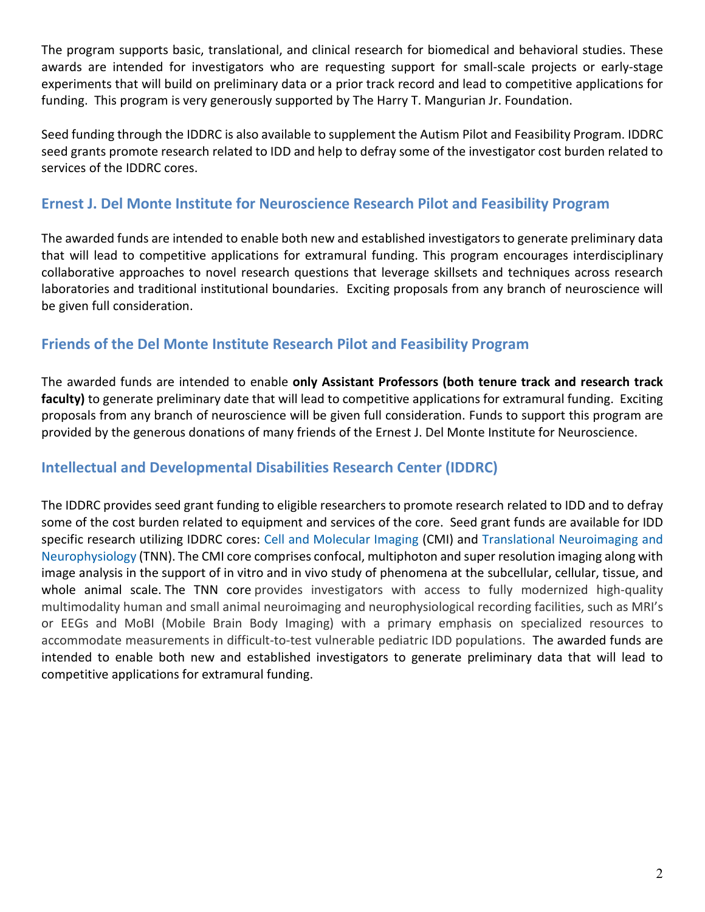The program supports basic, translational, and clinical research for biomedical and behavioral studies. These awards are intended for investigators who are requesting support for small-scale projects or early-stage experiments that will build on preliminary data or a prior track record and lead to competitive applications for funding. This program is very generously supported by The Harry T. Mangurian Jr. Foundation.

Seed funding through the IDDRC is also available to supplement the Autism Pilot and Feasibility Program. IDDRC seed grants promote research related to IDD and help to defray some of the investigator cost burden related to services of the IDDRC cores.

## Ernest J. Del Monte Institute for Neuroscience Research Pilot and Feasibility Program

The awarded funds are intended to enable both new and established investigators to generate preliminary data that will lead to competitive applications for extramural funding. This program encourages interdisciplinary collaborative approaches to novel research questions that leverage skillsets and techniques across research laboratories and traditional institutional boundaries. Exciting proposals from any branch of neuroscience will be given full consideration.

## Friends of the Del Monte Institute Research Pilot and Feasibility Program

The awarded funds are intended to enable **only Assistant Professors (both tenure track and research track faculty)** to generate preliminary date that will lead to competitive applications for extramural funding. Exciting proposals from any branch of neuroscience will be given full consideration. Funds to support this program are provided by the generous donations of many friends of the Ernest J. Del Monte Institute for Neuroscience.

## Intellectual and Developmental Disabilities Research Center (IDDRC)

The IDDRC provides seed grant funding to eligible researchers to promote research related to IDD and to defray some of the cost burden related to equipment and services of the core. Seed grant funds are available for IDD specific research utilizing IDDRC cores: Cell and Molecular Imaging (CMI) and Translational Neuroimaging and Neurophysiology (TNN). The CMI core comprises confocal, multiphoton and super resolution imaging along with image analysis in the support of in vitro and in vivo study of phenomena at the subcellular, cellular, tissue, and whole animal scale. The TNN core provides investigators with access to fully modernized high-quality multimodality human and small animal neuroimaging and neurophysiological recording facilities, such as MRI's or EEGs and MoBI (Mobile Brain Body Imaging) with a primary emphasis on specialized resources to accommodate measurements in difficult-to-test vulnerable pediatric IDD populations. The awarded funds are intended to enable both new and established investigators to generate preliminary data that will lead to competitive applications for extramural funding.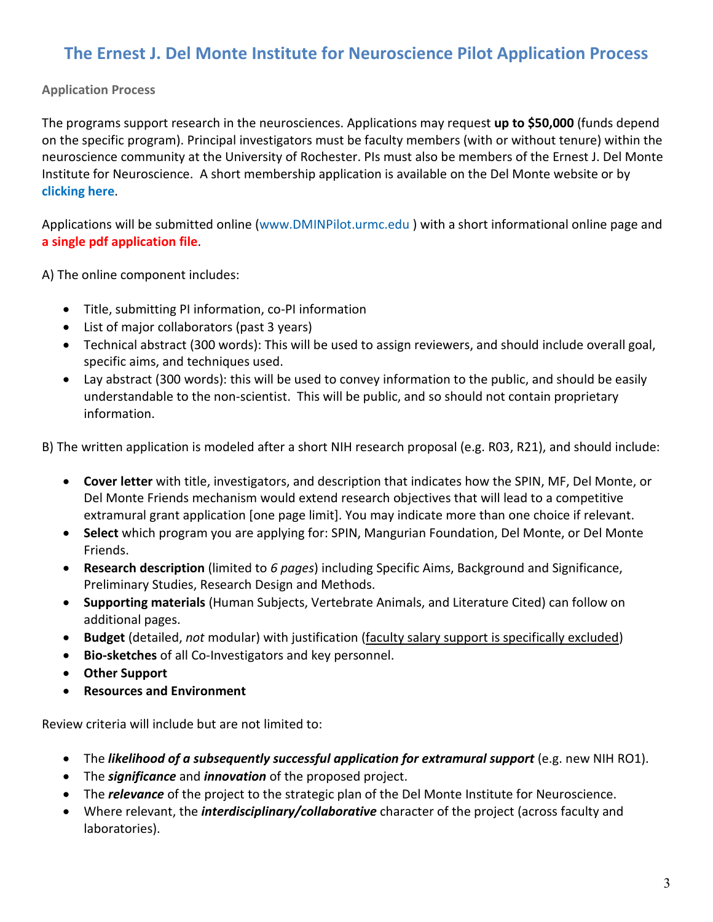# The Ernest J. Del Monte Institute for Neuroscience Pilot Application Process

## Application Process

The programs support research in the neurosciences. Applications may request **up to $50,000** (funds depend on the specific program). Principal investigators must be faculty members (with or without tenure) within the neuroscience community at the University of Rochester. PIs must also be members of the Ernest J. Del Monte Institute for Neuroscience. A short membership application is available on the Del Monte website or by **clicking here**.

Applications will be submitted online (www.DMINPilot.urmc.edu ) with a short informational online page and **a single pdf application file**.

A) The online component includes:

- Title, submitting PI information, co-PI information
- List of major collaborators (past 3 years)
- Technical abstract (300 words): This will be used to assign reviewers, and should include overall goal, specific aims, and techniques used.
- Lay abstract (300 words): this will be used to convey information to the public, and should be easily understandable to the non-scientist. This will be public, and so should not contain proprietary information.

B) The written application is modeled after a short NIH research proposal (e.g. R03, R21), and should include:

- **Cover letter** with title, investigators, and description that indicates how the SPIN, MF, Del Monte, or Del Monte Friends mechanism would extend research objectives that will lead to a competitive extramural grant application [one page limit]. You may indicate more than one choice if relevant.
- **Select** which program you are applying for: SPIN, Mangurian Foundation, Del Monte, or Del Monte Friends.
- **Research description** (limited to *6 pages*) including Specific Aims, Background and Significance, Preliminary Studies, Research Design and Methods.
- **Supporting materials** (Human Subjects, Vertebrate Animals, and Literature Cited) can follow on additional pages.
- **Budget** (detailed, *not* modular) with justification (faculty salary support is specifically excluded)
- **Bio-sketches** of all Co-Investigators and key personnel.
- **Other Support**
- **Resources and Environment**

Review criteria will include but are not limited to:

- The ***likelihood of a subsequently successful application for extramural support*** (e.g. new NIH RO1).
- The ***significance*** and ***innovation*** of the proposed project.
- The ***relevance*** of the project to the strategic plan of the Del Monte Institute for Neuroscience.
- Where relevant, the ***interdisciplinary/collaborative*** character of the project (across faculty and laboratories).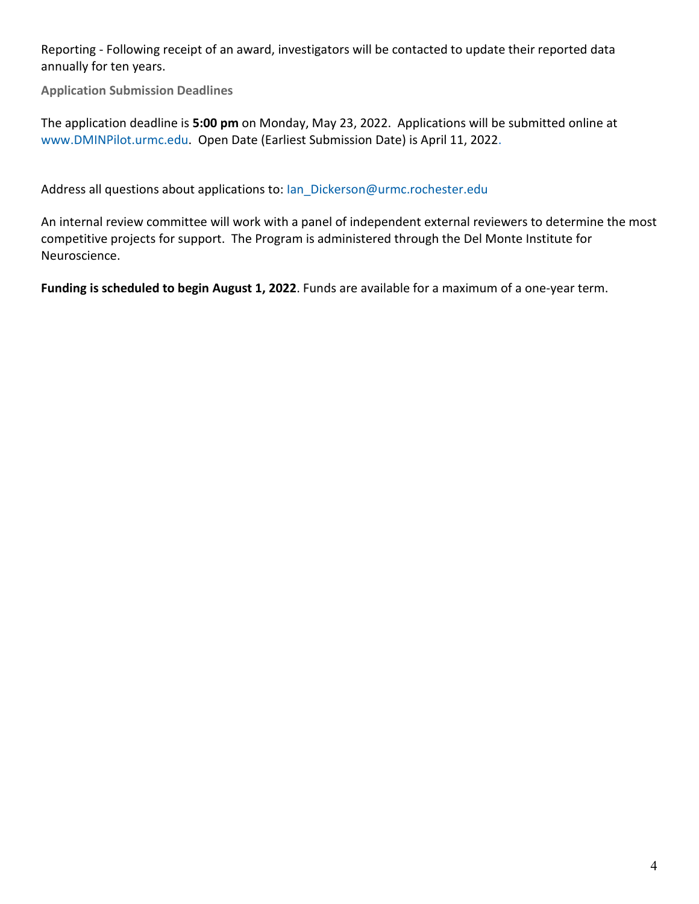Reporting - Following receipt of an award, investigators will be contacted to update their reported data annually for ten years.

### Application Submission Deadlines

The application deadline is **5:00 pm** on Monday, May 23, 2022. Applications will be submitted online at www.DMINPilot.urmc.edu. Open Date (Earliest Submission Date) is April 11, 2022.

Address all questions about applications to: Ian_Dickerson@urmc.rochester.edu

An internal review committee will work with a panel of independent external reviewers to determine the most competitive projects for support. The Program is administered through the Del Monte Institute for Neuroscience.

**Funding is scheduled to begin August 1, 2022**. Funds are available for a maximum of a one-year term.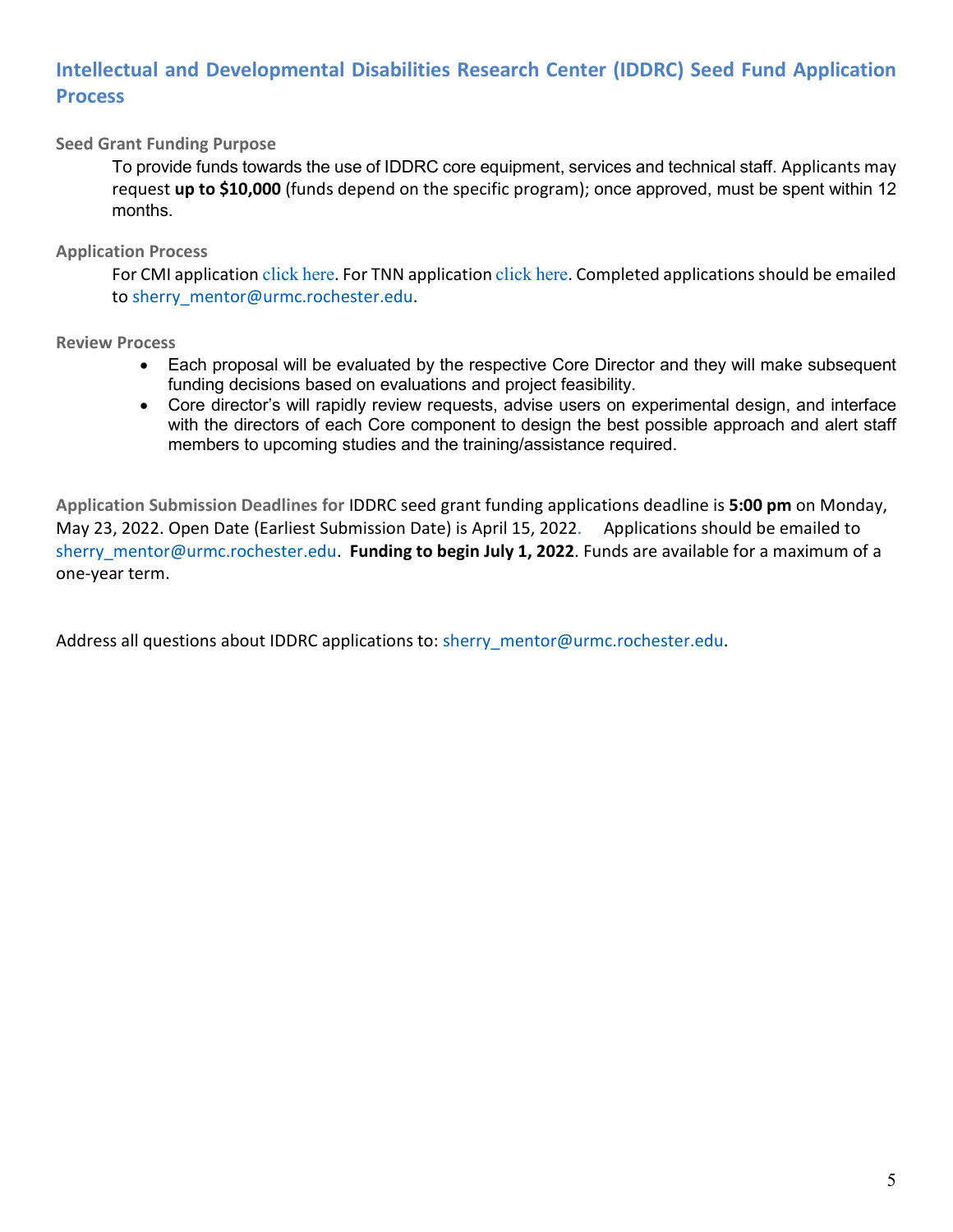## Intellectual and Developmental Disabilities Research Center (IDDRC) Seed Fund Application Process

### Seed Grant Funding Purpose

To provide funds towards the use of IDDRC core equipment, services and technical staff. Applicants may request **up to $10,000** (funds depend on the specific program); once approved, must be spent within 12 months.

### Application Process

For CMI application click here. For TNN application click here. Completed applications should be emailed to sherry_mentor@urmc.rochester.edu.

### Review Process

- Each proposal will be evaluated by the respective Core Director and they will make subsequent funding decisions based on evaluations and project feasibility.
- Core director's will rapidly review requests, advise users on experimental design, and interface with the directors of each Core component to design the best possible approach and alert staff members to upcoming studies and the training/assistance required.

**Application Submission Deadlines for** IDDRC seed grant funding applications deadline is **5:00 pm** on Monday, May 23, 2022. Open Date (Earliest Submission Date) is April 15, 2022. Applications should be emailed to sherry_mentor@urmc.rochester.edu. **Funding to begin July 1, 2022**. Funds are available for a maximum of a one-year term.

Address all questions about IDDRC applications to: sherry_mentor@urmc.rochester.edu.